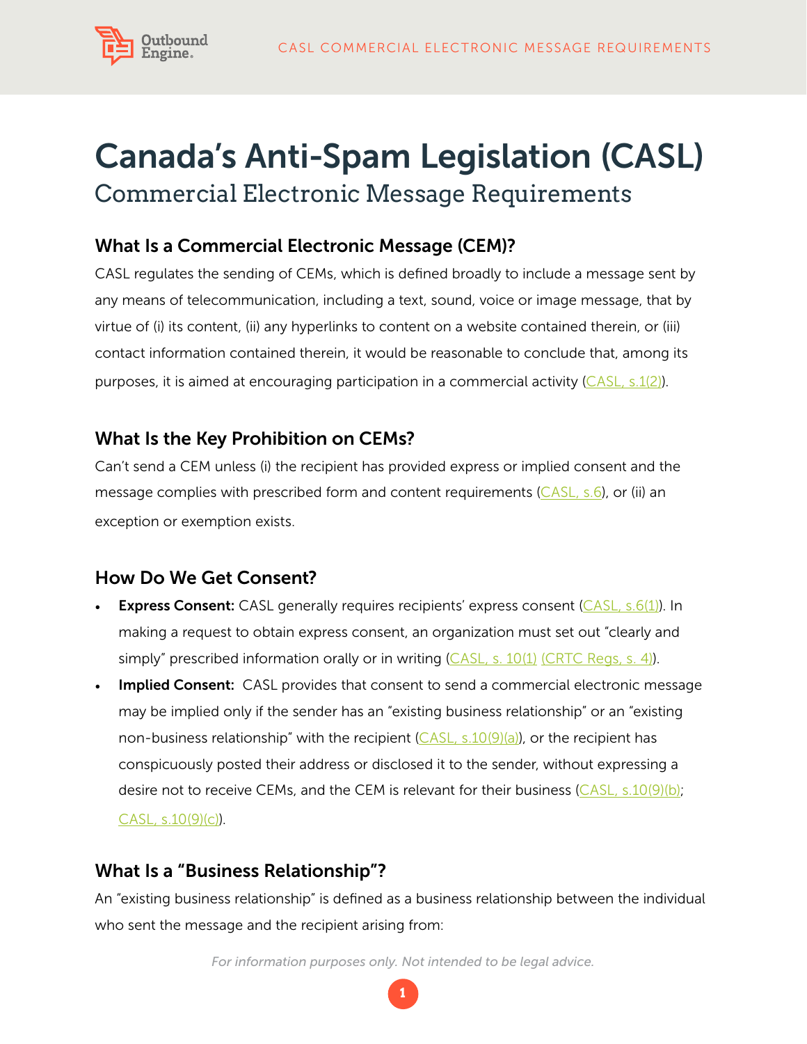# Canada's Anti-Spam Legislation (CASL)

## Commercial Electronic Message Requirements

### What Is a Commercial Electronic Message (CEM)?

CASL regulates the sending of CEMs, which is defined broadly to include a message sent by any means of telecommunication, including a text, sound, voice or image message, that by virtue of (i) its content, (ii) any hyperlinks to content on a website contained therein, or (iii) contact information contained therein, it would be reasonable to conclude that, among its purposes, it is aimed at encouraging participation in a commercial activity (CASL, s.1(2)).

### What Is the Key Prohibition on CEMs?

Can't send a CEM unless (i) the recipient has provided express or implied consent and the message complies with prescribed form and content requirements (CASL, s.6), or (ii) an exception or exemption exists.

### How Do We Get Consent?

- **Express Consent:** CASL generally requires recipients' express consent (CASL, s.6(1)). In making a request to obtain express consent, an organization must set out "clearly and simply" prescribed information orally or in writing (CASL, s. 10(1) (CRTC Regs, s. 4)).
- **Implied Consent:** CASL provides that consent to send a commercial electronic message may be implied only if the sender has an "existing business relationship" or an "existing non-business relationship" with the recipient (CASL, s.10(9)(a)), or the recipient has conspicuously posted their address or disclosed it to the sender, without expressing a desire not to receive CEMs, and the CEM is relevant for their business (CASL, s.10(9)(b); CASL, s.10(9)(c)).

### What Is a "Business Relationship"?

An "existing business relationship" is defined as a business relationship between the individual who sent the message and the recipient arising from:

*For information purposes only. Not intended to be legal advice.*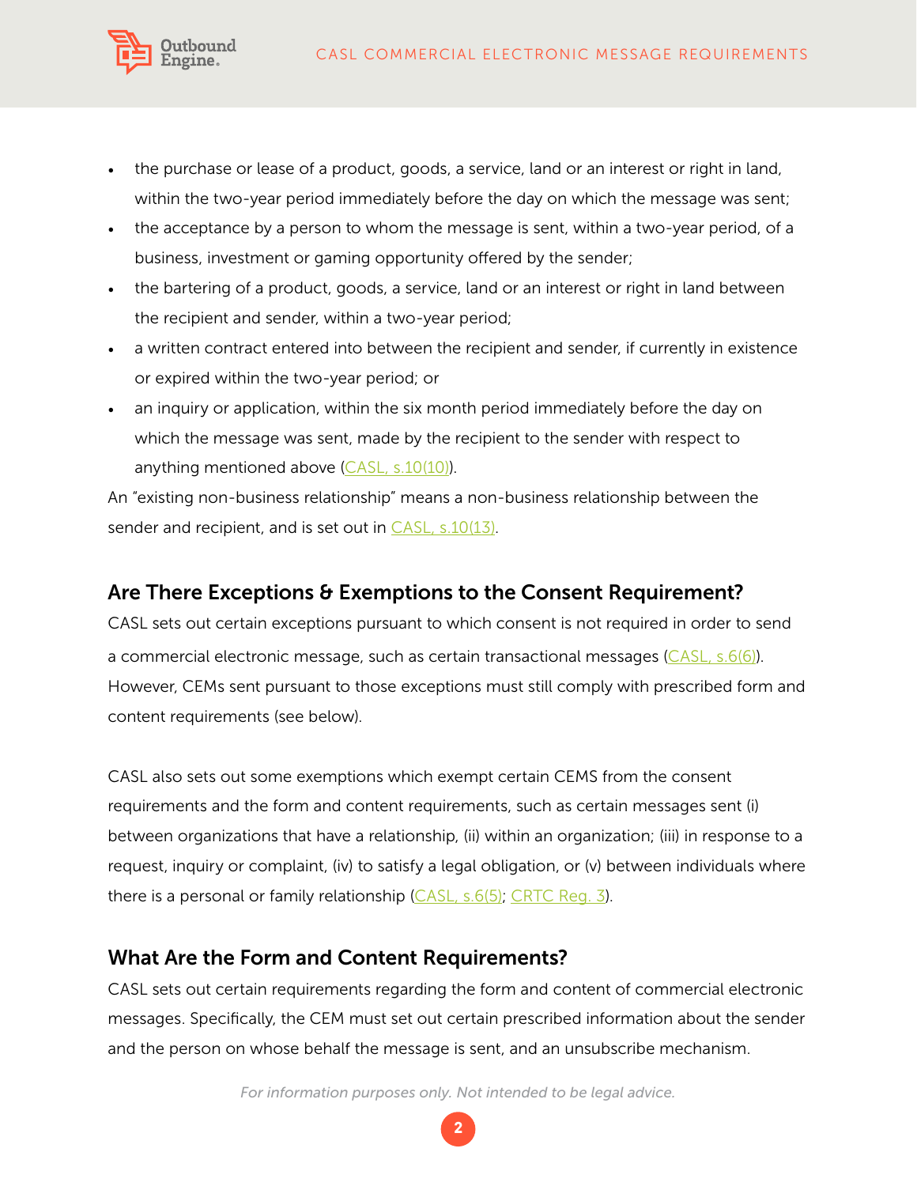- the purchase or lease of a product, goods, a service, land or an interest or right in land, within the two-year period immediately before the day on which the message was sent;
- the acceptance by a person to whom the message is sent, within a two-year period, of a business, investment or gaming opportunity offered by the sender;
- the bartering of a product, goods, a service, land or an interest or right in land between the recipient and sender, within a two-year period;
- a written contract entered into between the recipient and sender, if currently in existence or expired within the two-year period; or
- an inquiry or application, within the six month period immediately before the day on which the message was sent, made by the recipient to the sender with respect to anything mentioned above (CASL, s.10(10)).

An "existing non-business relationship" means a non-business relationship between the sender and recipient, and is set out in CASL, s.10(13).

## Are There Exceptions & Exemptions to the Consent Requirement?

CASL sets out certain exceptions pursuant to which consent is not required in order to send a commercial electronic message, such as certain transactional messages (CASL, s.6(6)). However, CEMs sent pursuant to those exceptions must still comply with prescribed form and content requirements (see below).

CASL also sets out some exemptions which exempt certain CEMS from the consent requirements and the form and content requirements, such as certain messages sent (i) between organizations that have a relationship, (ii) within an organization; (iii) in response to a request, inquiry or complaint, (iv) to satisfy a legal obligation, or (v) between individuals where there is a personal or family relationship (CASL, s.6(5); CRTC Reg. 3).

## What Are the Form and Content Requirements?

CASL sets out certain requirements regarding the form and content of commercial electronic messages. Specifically, the CEM must set out certain prescribed information about the sender and the person on whose behalf the message is sent, and an unsubscribe mechanism.

*For information purposes only. Not intended to be legal advice.*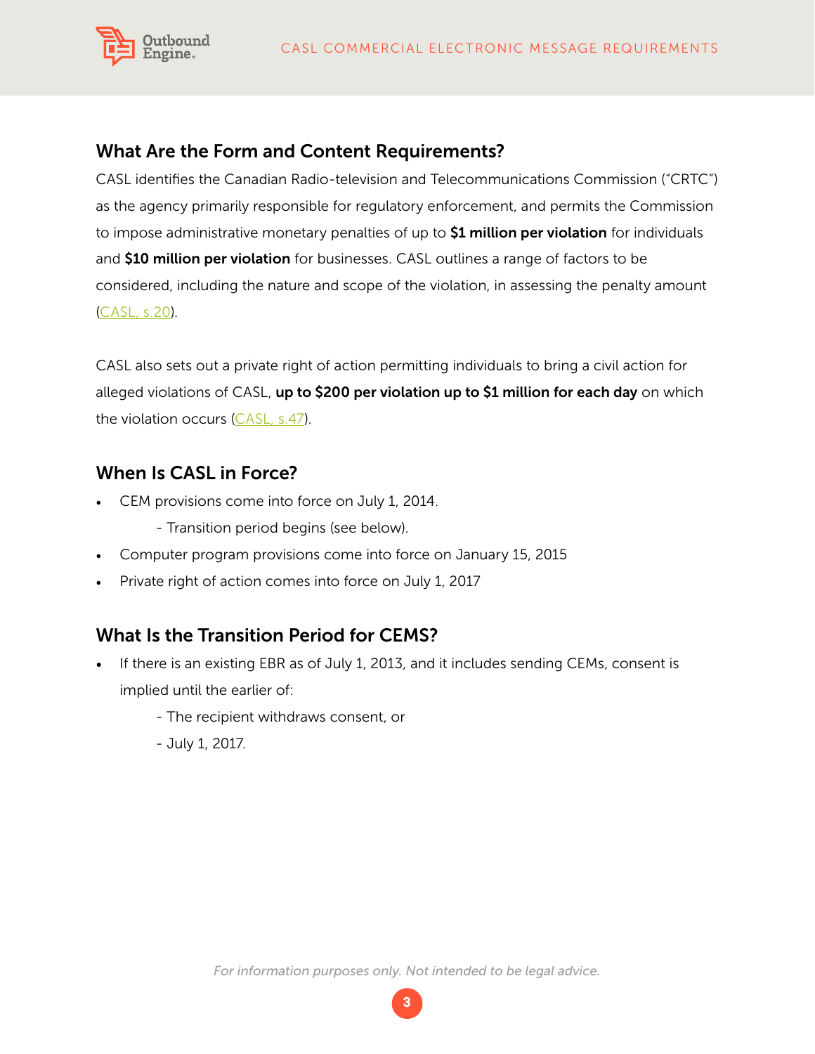## What Are the Form and Content Requirements?

CASL identifies the Canadian Radio-television and Telecommunications Commission ("CRTC") as the agency primarily responsible for regulatory enforcement, and permits the Commission to impose administrative monetary penalties of up to **$1 million per violation** for individuals and **$10 million per violation** for businesses. CASL outlines a range of factors to be considered, including the nature and scope of the violation, in assessing the penalty amount (CASL, s.20).

CASL also sets out a private right of action permitting individuals to bring a civil action for alleged violations of CASL, **up to $200 per violation up to $1 million for each day** on which the violation occurs (CASL, s.47).

## When Is CASL in Force?

- CEM provisions come into force on July 1, 2014.
  - Transition period begins (see below).
- Computer program provisions come into force on January 15, 2015
- Private right of action comes into force on July 1, 2017

## What Is the Transition Period for CEMS?

- If there is an existing EBR as of July 1, 2013, and it includes sending CEMs, consent is implied until the earlier of:
  - The recipient withdraws consent, or
  - July 1, 2017.

*For information purposes only. Not intended to be legal advice.*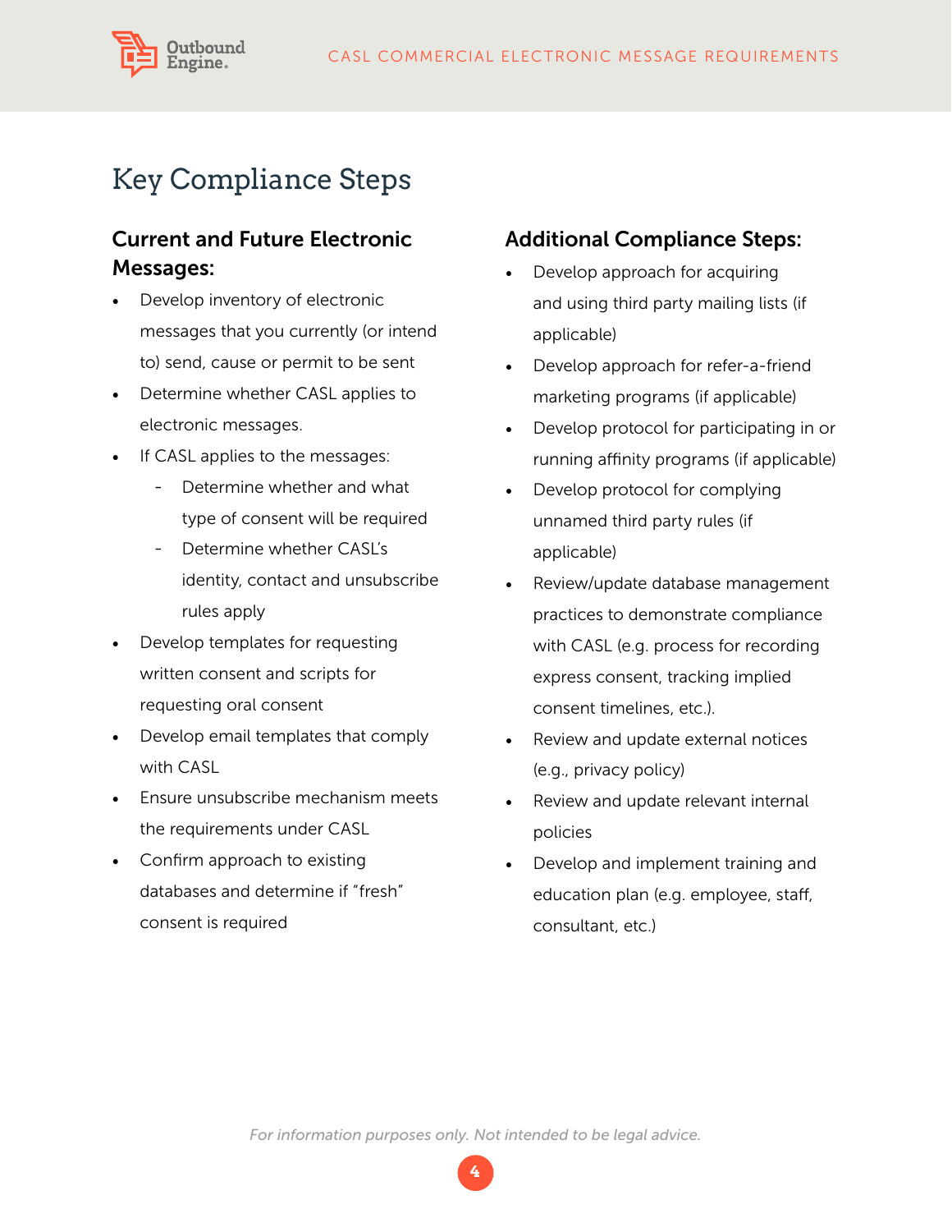# Key Compliance Steps

## Current and Future Electronic Messages:

- Develop inventory of electronic messages that you currently (or intend to) send, cause or permit to be sent
- Determine whether CASL applies to electronic messages.
- If CASL applies to the messages:
  - Determine whether and what type of consent will be required
  - Determine whether CASL's identity, contact and unsubscribe rules apply
- Develop templates for requesting written consent and scripts for requesting oral consent
- Develop email templates that comply with CASL
- Ensure unsubscribe mechanism meets the requirements under CASL
- Confirm approach to existing databases and determine if "fresh" consent is required

## Additional Compliance Steps:

- Develop approach for acquiring and using third party mailing lists (if applicable)
- Develop approach for refer-a-friend marketing programs (if applicable)
- Develop protocol for participating in or running affinity programs (if applicable)
- Develop protocol for complying unnamed third party rules (if applicable)
- Review/update database management practices to demonstrate compliance with CASL (e.g. process for recording express consent, tracking implied consent timelines, etc.).
- Review and update external notices (e.g., privacy policy)
- Review and update relevant internal policies
- Develop and implement training and education plan (e.g. employee, staff, consultant, etc.)

*For information purposes only. Not intended to be legal advice.*